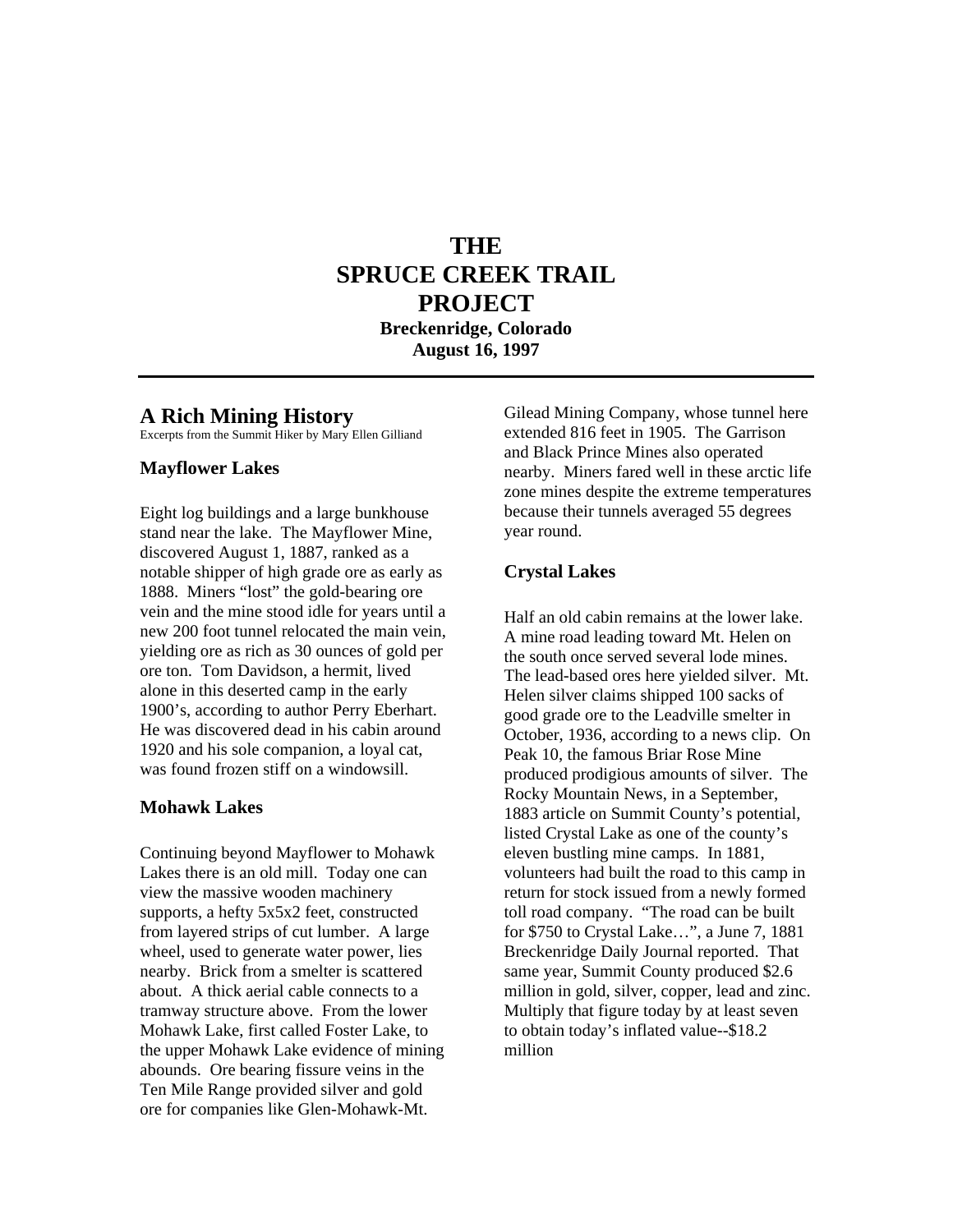# THE SPRUCE CREEK TRAIL PROJECT

**Breckenridge, Colorado**
**August 16, 1997**

---

## A Rich Mining History

Excerpts from the Summit Hiker by Mary Ellen Gilliand

### Mayflower Lakes

Eight log buildings and a large bunkhouse stand near the lake. The Mayflower Mine, discovered August 1, 1887, ranked as a notable shipper of high grade ore as early as 1888. Miners "lost" the gold-bearing ore vein and the mine stood idle for years until a new 200 foot tunnel relocated the main vein, yielding ore as rich as 30 ounces of gold per ore ton. Tom Davidson, a hermit, lived alone in this deserted camp in the early 1900's, according to author Perry Eberhart. He was discovered dead in his cabin around 1920 and his sole companion, a loyal cat, was found frozen stiff on a windowsill.

### Mohawk Lakes

Continuing beyond Mayflower to Mohawk Lakes there is an old mill. Today one can view the massive wooden machinery supports, a hefty 5x5x2 feet, constructed from layered strips of cut lumber. A large wheel, used to generate water power, lies nearby. Brick from a smelter is scattered about. A thick aerial cable connects to a tramway structure above. From the lower Mohawk Lake, first called Foster Lake, to the upper Mohawk Lake evidence of mining abounds. Ore bearing fissure veins in the Ten Mile Range provided silver and gold ore for companies like Glen-Mohawk-Mt. Gilead Mining Company, whose tunnel here extended 816 feet in 1905. The Garrison and Black Prince Mines also operated nearby. Miners fared well in these arctic life zone mines despite the extreme temperatures because their tunnels averaged 55 degrees year round.

### Crystal Lakes

Half an old cabin remains at the lower lake. A mine road leading toward Mt. Helen on the south once served several lode mines. The lead-based ores here yielded silver. Mt. Helen silver claims shipped 100 sacks of good grade ore to the Leadville smelter in October, 1936, according to a news clip. On Peak 10, the famous Briar Rose Mine produced prodigious amounts of silver. The Rocky Mountain News, in a September, 1883 article on Summit County's potential, listed Crystal Lake as one of the county's eleven bustling mine camps. In 1881, volunteers had built the road to this camp in return for stock issued from a newly formed toll road company. "The road can be built for $750 to Crystal Lake…", a June 7, 1881 Breckenridge Daily Journal reported. That same year, Summit County produced $2.6 million in gold, silver, copper, lead and zinc. Multiply that figure today by at least seven to obtain today's inflated value--$18.2 million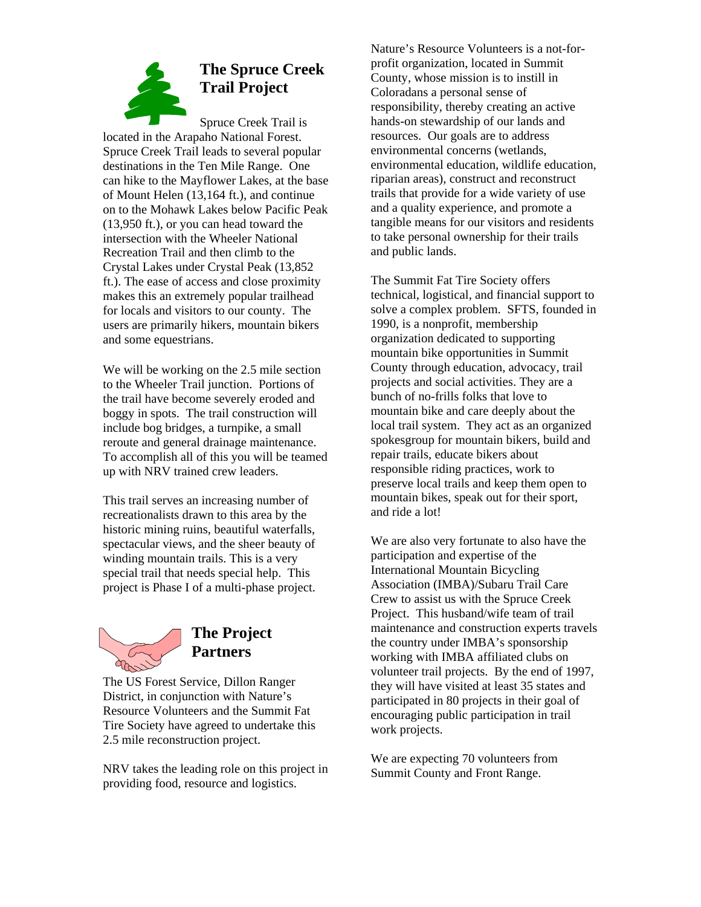## The Spruce Creek Trail Project

Spruce Creek Trail is located in the Arapaho National Forest. Spruce Creek Trail leads to several popular destinations in the Ten Mile Range. One can hike to the Mayflower Lakes, at the base of Mount Helen (13,164 ft.), and continue on to the Mohawk Lakes below Pacific Peak (13,950 ft.), or you can head toward the intersection with the Wheeler National Recreation Trail and then climb to the Crystal Lakes under Crystal Peak (13,852 ft.). The ease of access and close proximity makes this an extremely popular trailhead for locals and visitors to our county. The users are primarily hikers, mountain bikers and some equestrians.

We will be working on the 2.5 mile section to the Wheeler Trail junction. Portions of the trail have become severely eroded and boggy in spots. The trail construction will include bog bridges, a turnpike, a small reroute and general drainage maintenance. To accomplish all of this you will be teamed up with NRV trained crew leaders.

This trail serves an increasing number of recreationalists drawn to this area by the historic mining ruins, beautiful waterfalls, spectacular views, and the sheer beauty of winding mountain trails. This is a very special trail that needs special help. This project is Phase I of a multi-phase project.

## The Project Partners

The US Forest Service, Dillon Ranger District, in conjunction with Nature's Resource Volunteers and the Summit Fat Tire Society have agreed to undertake this 2.5 mile reconstruction project.

NRV takes the leading role on this project in providing food, resource and logistics.

Nature's Resource Volunteers is a not-for-profit organization, located in Summit County, whose mission is to instill in Coloradans a personal sense of responsibility, thereby creating an active hands-on stewardship of our lands and resources. Our goals are to address environmental concerns (wetlands, environmental education, wildlife education, riparian areas), construct and reconstruct trails that provide for a wide variety of use and a quality experience, and promote a tangible means for our visitors and residents to take personal ownership for their trails and public lands.

The Summit Fat Tire Society offers technical, logistical, and financial support to solve a complex problem. SFTS, founded in 1990, is a nonprofit, membership organization dedicated to supporting mountain bike opportunities in Summit County through education, advocacy, trail projects and social activities. They are a bunch of no-frills folks that love to mountain bike and care deeply about the local trail system. They act as an organized spokesgroup for mountain bikers, build and repair trails, educate bikers about responsible riding practices, work to preserve local trails and keep them open to mountain bikes, speak out for their sport, and ride a lot!

We are also very fortunate to also have the participation and expertise of the International Mountain Bicycling Association (IMBA)/Subaru Trail Care Crew to assist us with the Spruce Creek Project. This husband/wife team of trail maintenance and construction experts travels the country under IMBA's sponsorship working with IMBA affiliated clubs on volunteer trail projects. By the end of 1997, they will have visited at least 35 states and participated in 80 projects in their goal of encouraging public participation in trail work projects.

We are expecting 70 volunteers from Summit County and Front Range.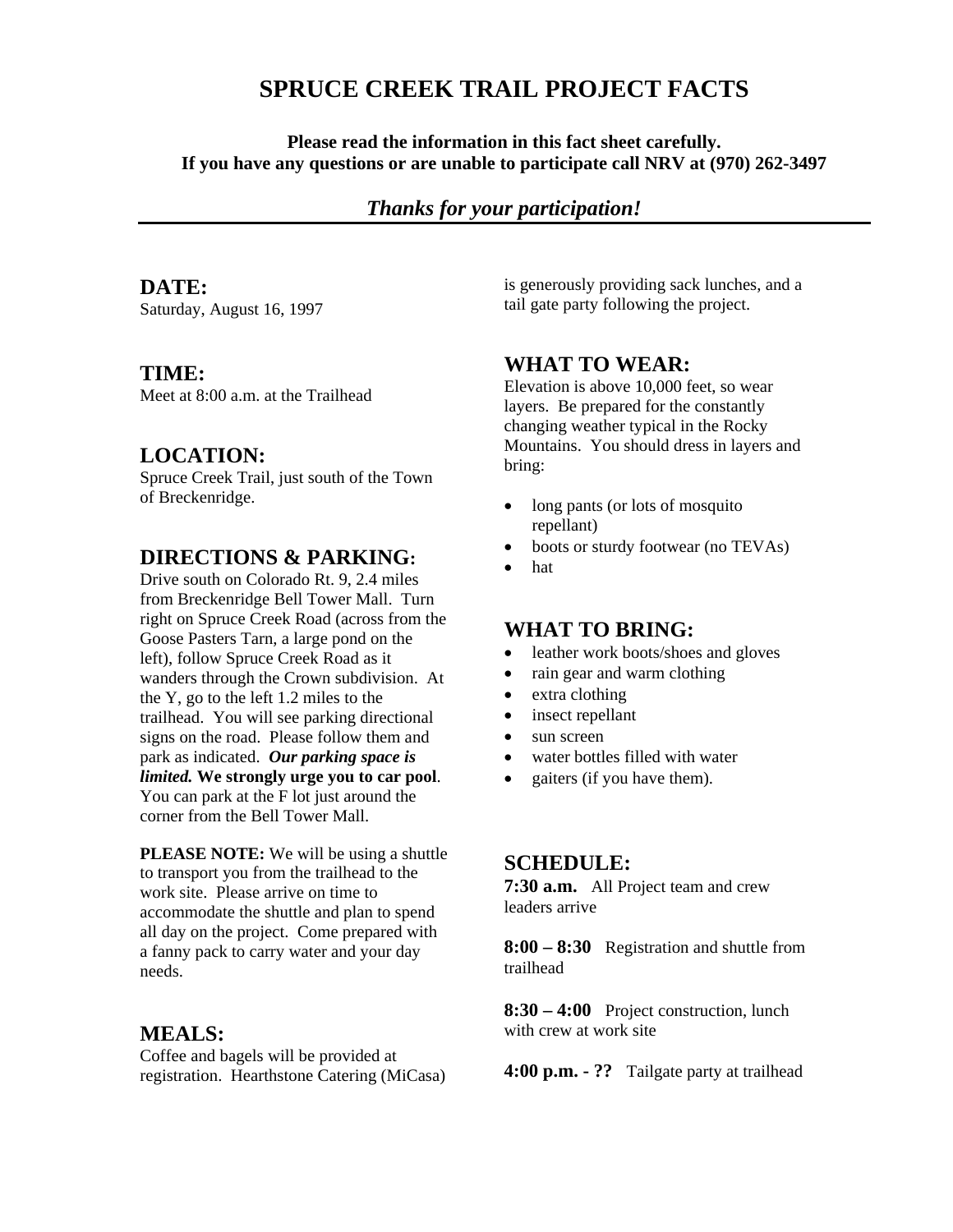# SPRUCE CREEK TRAIL PROJECT FACTS

**Please read the information in this fact sheet carefully.**
**If you have any questions or are unable to participate call NRV at (970) 262-3497**

***Thanks for your participation!***

---

## DATE:

Saturday, August 16, 1997

## TIME:

Meet at 8:00 a.m. at the Trailhead

## LOCATION:

Spruce Creek Trail, just south of the Town of Breckenridge.

## DIRECTIONS & PARKING:

Drive south on Colorado Rt. 9, 2.4 miles from Breckenridge Bell Tower Mall. Turn right on Spruce Creek Road (across from the Goose Pasters Tarn, a large pond on the left), follow Spruce Creek Road as it wanders through the Crown subdivision. At the Y, go to the left 1.2 miles to the trailhead. You will see parking directional signs on the road. Please follow them and park as indicated. ***Our parking space is limited.*** **We strongly urge you to car pool**. You can park at the F lot just around the corner from the Bell Tower Mall.

**PLEASE NOTE:** We will be using a shuttle to transport you from the trailhead to the work site. Please arrive on time to accommodate the shuttle and plan to spend all day on the project. Come prepared with a fanny pack to carry water and your day needs.

## MEALS:

Coffee and bagels will be provided at registration. Hearthstone Catering (MiCasa) is generously providing sack lunches, and a tail gate party following the project.

## WHAT TO WEAR:

Elevation is above 10,000 feet, so wear layers. Be prepared for the constantly changing weather typical in the Rocky Mountains. You should dress in layers and bring:

- long pants (or lots of mosquito repellant)
- boots or sturdy footwear (no TEVAs)
- hat

## WHAT TO BRING:

- leather work boots/shoes and gloves
- rain gear and warm clothing
- extra clothing
- insect repellant
- sun screen
- water bottles filled with water
- gaiters (if you have them).

## SCHEDULE:

**7:30 a.m.** All Project team and crew leaders arrive

**8:00 – 8:30** Registration and shuttle from trailhead

**8:30 – 4:00** Project construction, lunch with crew at work site

**4:00 p.m. - ??** Tailgate party at trailhead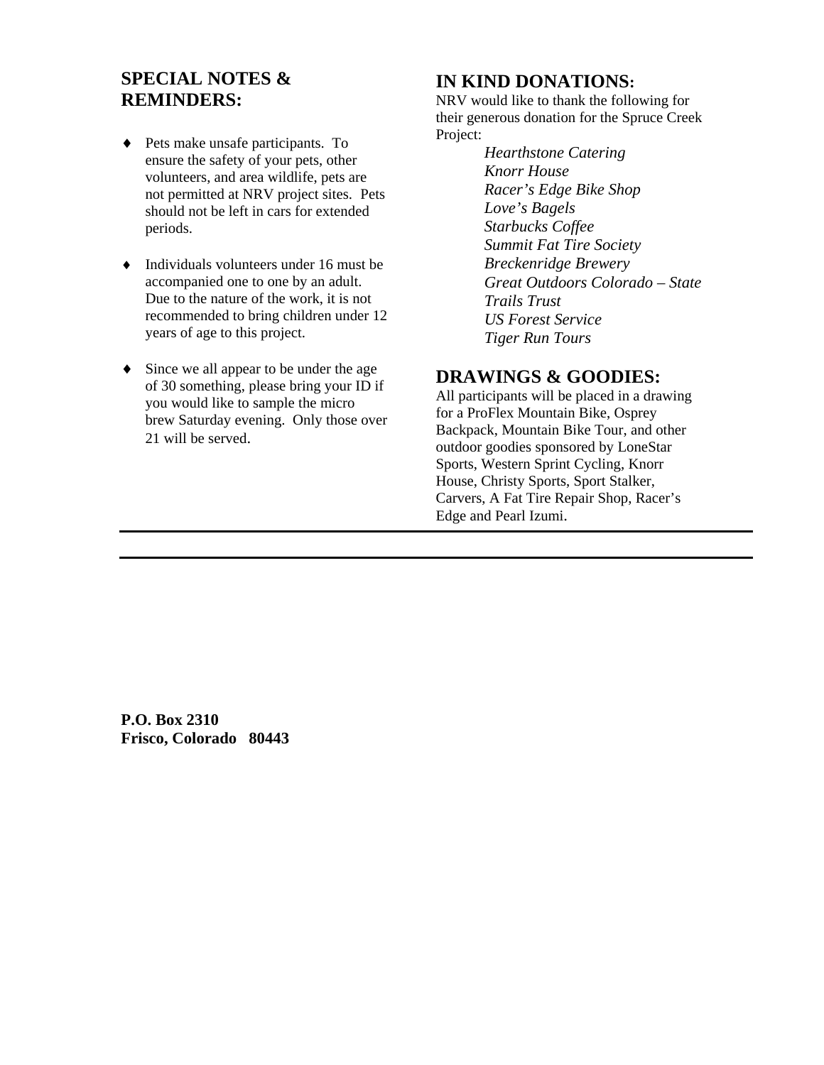## SPECIAL NOTES & REMINDERS:

- Pets make unsafe participants. To ensure the safety of your pets, other volunteers, and area wildlife, pets are not permitted at NRV project sites. Pets should not be left in cars for extended periods.
- Individuals volunteers under 16 must be accompanied one to one by an adult. Due to the nature of the work, it is not recommended to bring children under 12 years of age to this project.
- Since we all appear to be under the age of 30 something, please bring your ID if you would like to sample the micro brew Saturday evening. Only those over 21 will be served.

## IN KIND DONATIONS:

NRV would like to thank the following for their generous donation for the Spruce Creek Project:

*Hearthstone Catering*
*Knorr House*
*Racer's Edge Bike Shop*
*Love's Bagels*
*Starbucks Coffee*
*Summit Fat Tire Society*
*Breckenridge Brewery*
*Great Outdoors Colorado – State Trails Trust*
*US Forest Service*
*Tiger Run Tours*

## DRAWINGS & GOODIES:

All participants will be placed in a drawing for a ProFlex Mountain Bike, Osprey Backpack, Mountain Bike Tour, and other outdoor goodies sponsored by LoneStar Sports, Western Sprint Cycling, Knorr House, Christy Sports, Sport Stalker, Carvers, A Fat Tire Repair Shop, Racer's Edge and Pearl Izumi.

---

**P.O. Box 2310**
**Frisco, Colorado 80443**